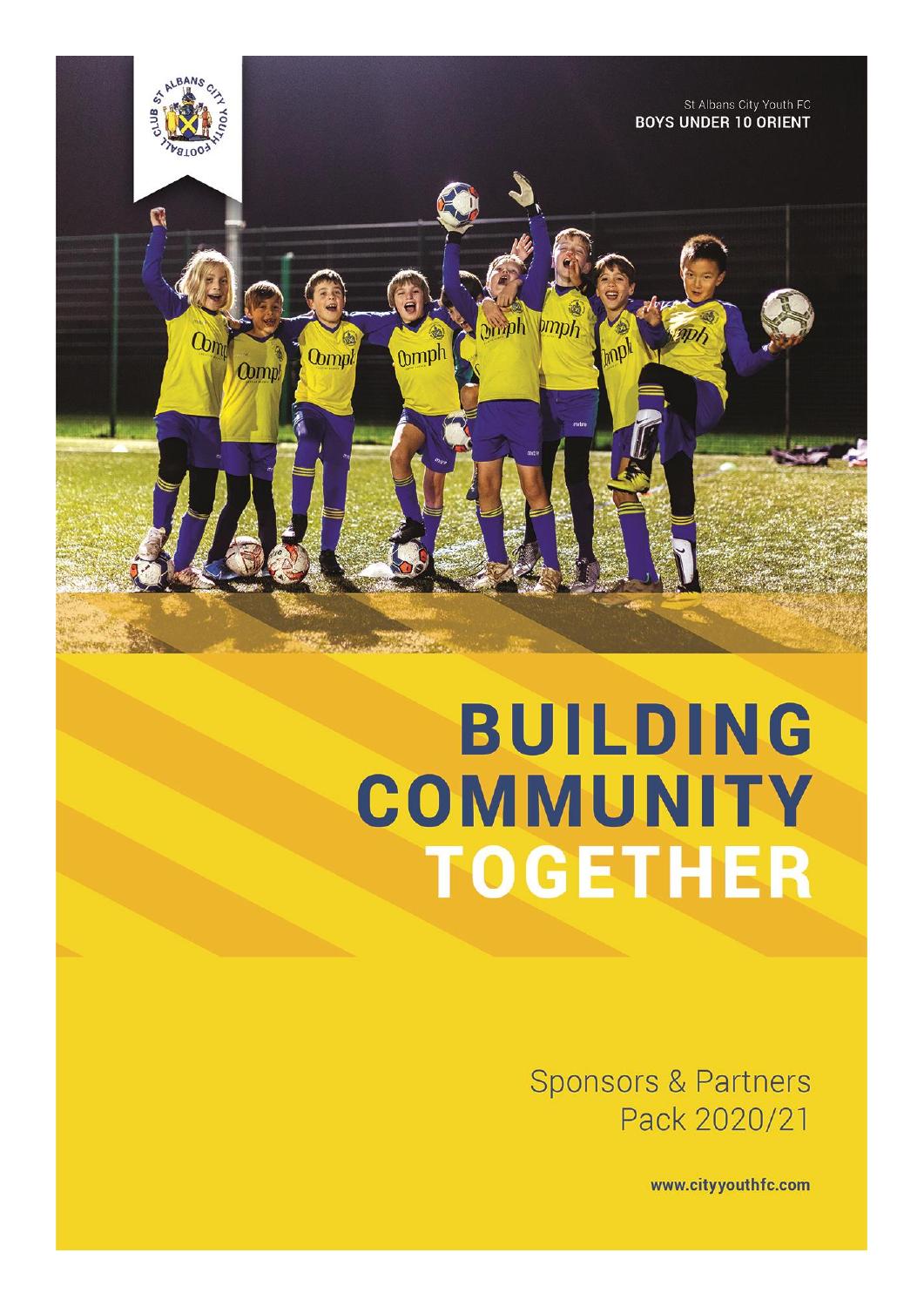St Albans City Youth FC
**BOYS UNDER 10 ORIENT**

# BUILDING COMMUNITY TOGETHER

Sponsors & Partners Pack 2020/21

**www.cityyouthfc.com**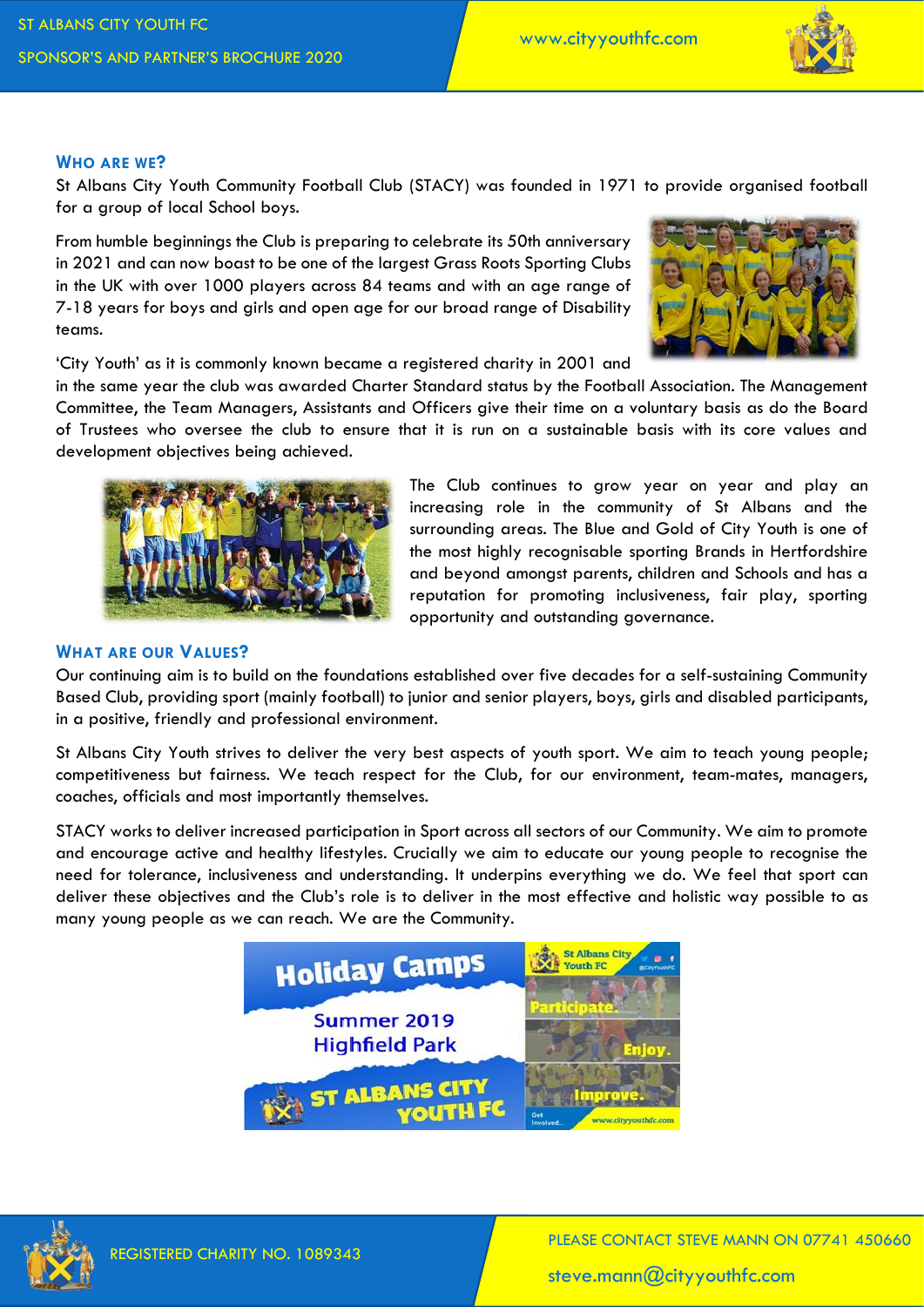## Who are we?

St Albans City Youth Community Football Club (STACY) was founded in 1971 to provide organised football for a group of local School boys.

From humble beginnings the Club is preparing to celebrate its 50th anniversary in 2021 and can now boast to be one of the largest Grass Roots Sporting Clubs in the UK with over 1000 players across 84 teams and with an age range of 7-18 years for boys and girls and open age for our broad range of Disability teams.

'City Youth' as it is commonly known became a registered charity in 2001 and in the same year the club was awarded Charter Standard status by the Football Association. The Management Committee, the Team Managers, Assistants and Officers give their time on a voluntary basis as do the Board of Trustees who oversee the club to ensure that it is run on a sustainable basis with its core values and development objectives being achieved.

The Club continues to grow year on year and play an increasing role in the community of St Albans and the surrounding areas. The Blue and Gold of City Youth is one of the most highly recognisable sporting Brands in Hertfordshire and beyond amongst parents, children and Schools and has a reputation for promoting inclusiveness, fair play, sporting opportunity and outstanding governance.

## What are our Values?

Our continuing aim is to build on the foundations established over five decades for a self-sustaining Community Based Club, providing sport (mainly football) to junior and senior players, boys, girls and disabled participants, in a positive, friendly and professional environment.

St Albans City Youth strives to deliver the very best aspects of youth sport. We aim to teach young people; competitiveness but fairness. We teach respect for the Club, for our environment, team-mates, managers, coaches, officials and most importantly themselves.

STACY works to deliver increased participation in Sport across all sectors of our Community. We aim to promote and encourage active and healthy lifestyles. Crucially we aim to educate our young people to recognise the need for tolerance, inclusiveness and understanding. It underpins everything we do. We feel that sport can deliver these objectives and the Club's role is to deliver in the most effective and holistic way possible to as many young people as we can reach. We are the Community.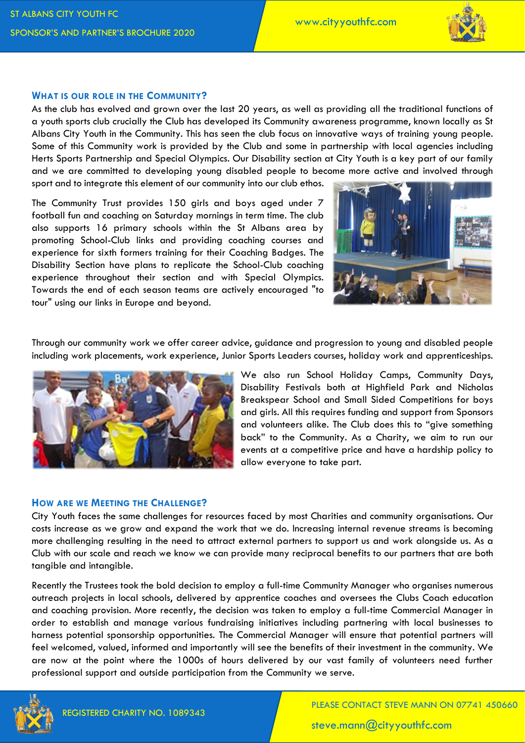## WHAT IS OUR ROLE IN THE COMMUNITY?

As the club has evolved and grown over the last 20 years, as well as providing all the traditional functions of a youth sports club crucially the Club has developed its Community awareness programme, known locally as St Albans City Youth in the Community. This has seen the club focus on innovative ways of training young people. Some of this Community work is provided by the Club and some in partnership with local agencies including Herts Sports Partnership and Special Olympics. Our Disability section at City Youth is a key part of our family and we are committed to developing young disabled people to become more active and involved through sport and to integrate this element of our community into our club ethos.

The Community Trust provides 150 girls and boys aged under 7 football fun and coaching on Saturday mornings in term time. The club also supports 16 primary schools within the St Albans area by promoting School-Club links and providing coaching courses and experience for sixth formers training for their Coaching Badges. The Disability Section have plans to replicate the School-Club coaching experience throughout their section and with Special Olympics. Towards the end of each season teams are actively encouraged "to tour" using our links in Europe and beyond.

Through our community work we offer career advice, guidance and progression to young and disabled people including work placements, work experience, Junior Sports Leaders courses, holiday work and apprenticeships.

We also run School Holiday Camps, Community Days, Disability Festivals both at Highfield Park and Nicholas Breakspear School and Small Sided Competitions for boys and girls. All this requires funding and support from Sponsors and volunteers alike. The Club does this to "give something back" to the Community. As a Charity, we aim to run our events at a competitive price and have a hardship policy to allow everyone to take part.

## HOW ARE WE MEETING THE CHALLENGE?

City Youth faces the same challenges for resources faced by most Charities and community organisations. Our costs increase as we grow and expand the work that we do. Increasing internal revenue streams is becoming more challenging resulting in the need to attract external partners to support us and work alongside us. As a Club with our scale and reach we know we can provide many reciprocal benefits to our partners that are both tangible and intangible.

Recently the Trustees took the bold decision to employ a full-time Community Manager who organises numerous outreach projects in local schools, delivered by apprentice coaches and oversees the Clubs Coach education and coaching provision. More recently, the decision was taken to employ a full-time Commercial Manager in order to establish and manage various fundraising initiatives including partnering with local businesses to harness potential sponsorship opportunities. The Commercial Manager will ensure that potential partners will feel welcomed, valued, informed and importantly will see the benefits of their investment in the community. We are now at the point where the 1000s of hours delivered by our vast family of volunteers need further professional support and outside participation from the Community we serve.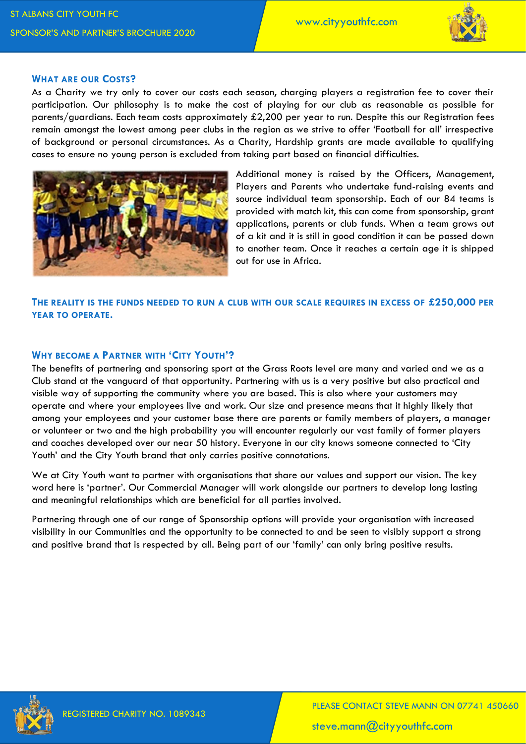## WHAT ARE OUR COSTS?

As a Charity we try only to cover our costs each season, charging players a registration fee to cover their participation. Our philosophy is to make the cost of playing for our club as reasonable as possible for parents/guardians. Each team costs approximately £2,200 per year to run. Despite this our Registration fees remain amongst the lowest among peer clubs in the region as we strive to offer 'Football for all' irrespective of background or personal circumstances. As a Charity, Hardship grants are made available to qualifying cases to ensure no young person is excluded from taking part based on financial difficulties.

Additional money is raised by the Officers, Management, Players and Parents who undertake fund-raising events and source individual team sponsorship. Each of our 84 teams is provided with match kit, this can come from sponsorship, grant applications, parents or club funds. When a team grows out of a kit and it is still in good condition it can be passed down to another team. Once it reaches a certain age it is shipped out for use in Africa.

**THE REALITY IS THE FUNDS NEEDED TO RUN A CLUB WITH OUR SCALE REQUIRES IN EXCESS OF £250,000 PER YEAR TO OPERATE.**

## WHY BECOME A PARTNER WITH 'CITY YOUTH'?

The benefits of partnering and sponsoring sport at the Grass Roots level are many and varied and we as a Club stand at the vanguard of that opportunity. Partnering with us is a very positive but also practical and visible way of supporting the community where you are based. This is also where your customers may operate and where your employees live and work. Our size and presence means that it highly likely that among your employees and your customer base there are parents or family members of players, a manager or volunteer or two and the high probability you will encounter regularly our vast family of former players and coaches developed over our near 50 history. Everyone in our city knows someone connected to 'City Youth' and the City Youth brand that only carries positive connotations.

We at City Youth want to partner with organisations that share our values and support our vision. The key word here is 'partner'. Our Commercial Manager will work alongside our partners to develop long lasting and meaningful relationships which are beneficial for all parties involved.

Partnering through one of our range of Sponsorship options will provide your organisation with increased visibility in our Communities and the opportunity to be connected to and be seen to visibly support a strong and positive brand that is respected by all. Being part of our 'family' can only bring positive results.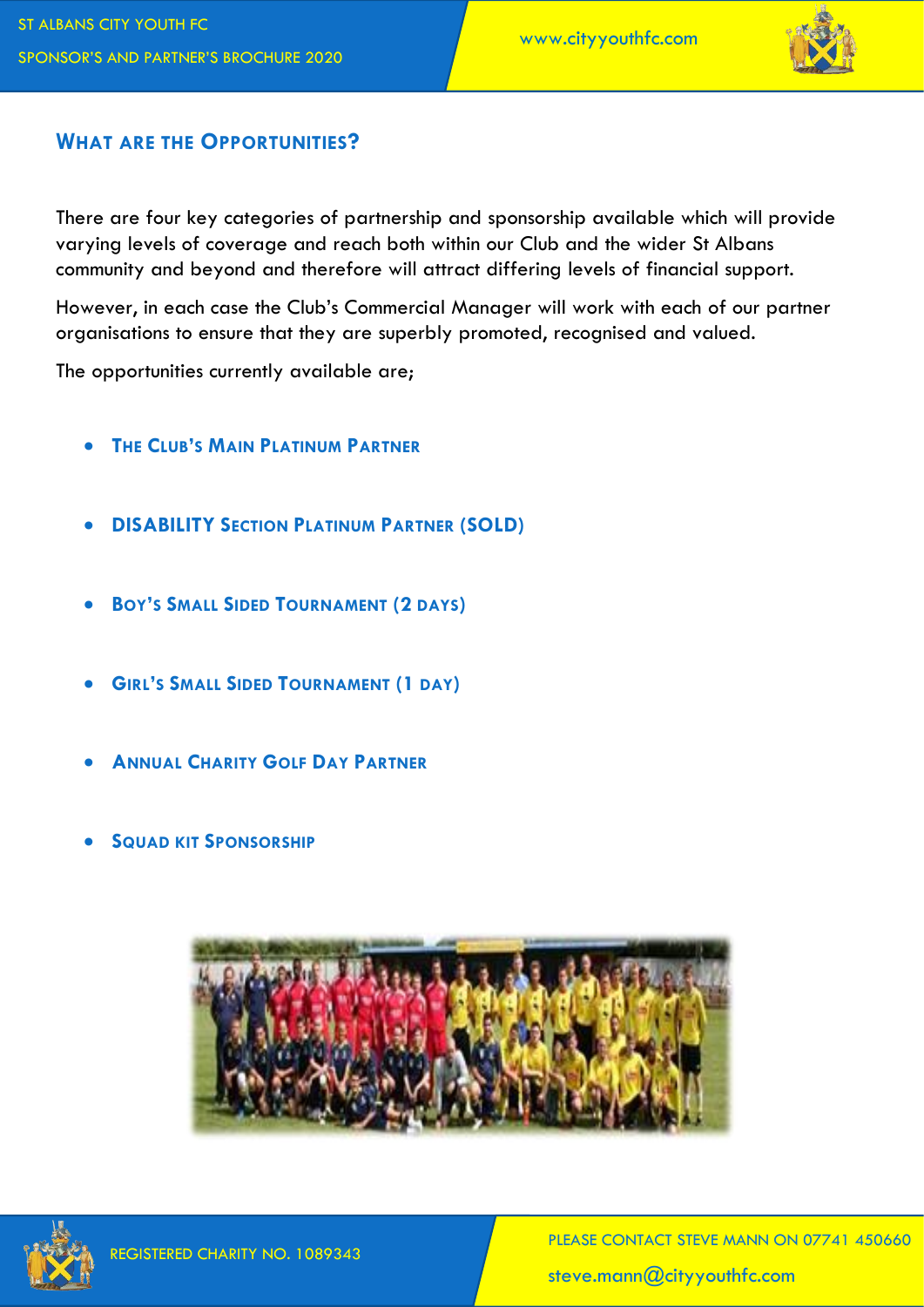## What are the Opportunities?

There are four key categories of partnership and sponsorship available which will provide varying levels of coverage and reach both within our Club and the wider St Albans community and beyond and therefore will attract differing levels of financial support.

However, in each case the Club's Commercial Manager will work with each of our partner organisations to ensure that they are superbly promoted, recognised and valued.

The opportunities currently available are;

- **The Club's Main Platinum Partner**
- **DISABILITY Section Platinum Partner (SOLD)**
- **Boy's Small Sided Tournament (2 days)**
- **Girl's Small Sided Tournament (1 day)**
- **Annual Charity Golf Day Partner**
- **Squad kit Sponsorship**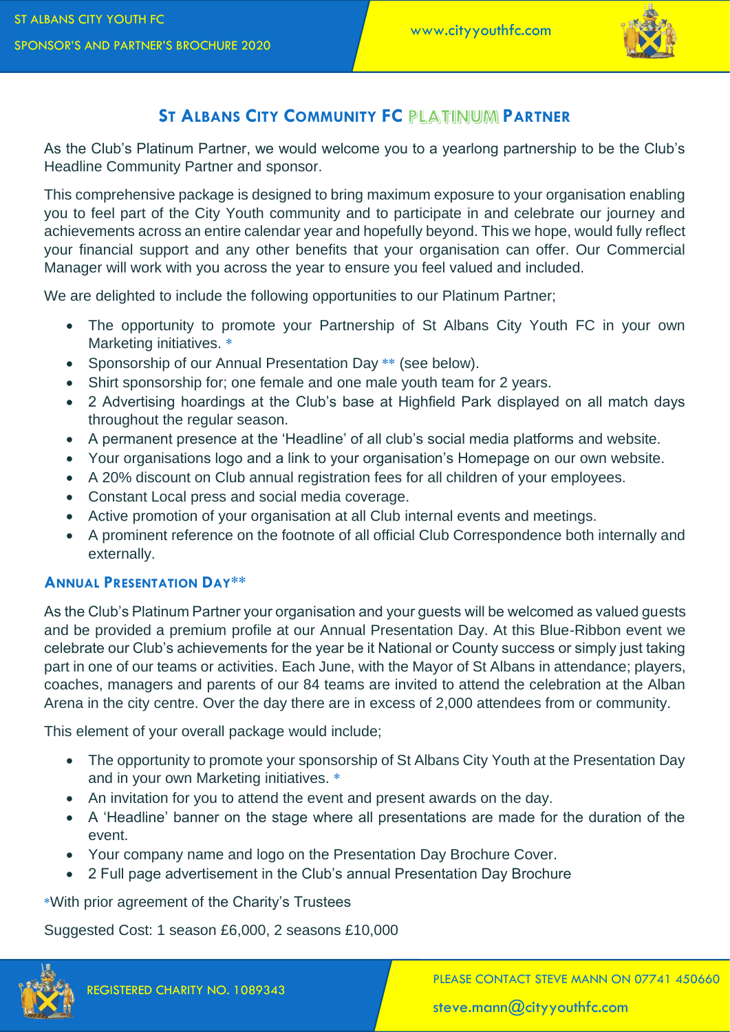## ST ALBANS CITY COMMUNITY FC PLATINUM PARTNER

As the Club's Platinum Partner, we would welcome you to a yearlong partnership to be the Club's Headline Community Partner and sponsor.

This comprehensive package is designed to bring maximum exposure to your organisation enabling you to feel part of the City Youth community and to participate in and celebrate our journey and achievements across an entire calendar year and hopefully beyond. This we hope, would fully reflect your financial support and any other benefits that your organisation can offer. Our Commercial Manager will work with you across the year to ensure you feel valued and included.

We are delighted to include the following opportunities to our Platinum Partner;

- The opportunity to promote your Partnership of St Albans City Youth FC in your own Marketing initiatives. *
- Sponsorship of our Annual Presentation Day ** (see below).
- Shirt sponsorship for; one female and one male youth team for 2 years.
- 2 Advertising hoardings at the Club's base at Highfield Park displayed on all match days throughout the regular season.
- A permanent presence at the 'Headline' of all club's social media platforms and website.
- Your organisations logo and a link to your organisation's Homepage on our own website.
- A 20% discount on Club annual registration fees for all children of your employees.
- Constant Local press and social media coverage.
- Active promotion of your organisation at all Club internal events and meetings.
- A prominent reference on the footnote of all official Club Correspondence both internally and externally.

### ANNUAL PRESENTATION DAY**

As the Club's Platinum Partner your organisation and your guests will be welcomed as valued guests and be provided a premium profile at our Annual Presentation Day. At this Blue-Ribbon event we celebrate our Club's achievements for the year be it National or County success or simply just taking part in one of our teams or activities. Each June, with the Mayor of St Albans in attendance; players, coaches, managers and parents of our 84 teams are invited to attend the celebration at the Alban Arena in the city centre. Over the day there are in excess of 2,000 attendees from or community.

This element of your overall package would include;

- The opportunity to promote your sponsorship of St Albans City Youth at the Presentation Day and in your own Marketing initiatives. *
- An invitation for you to attend the event and present awards on the day.
- A 'Headline' banner on the stage where all presentations are made for the duration of the event.
- Your company name and logo on the Presentation Day Brochure Cover.
- 2 Full page advertisement in the Club's annual Presentation Day Brochure

*With prior agreement of the Charity's Trustees

Suggested Cost: 1 season £6,000, 2 seasons £10,000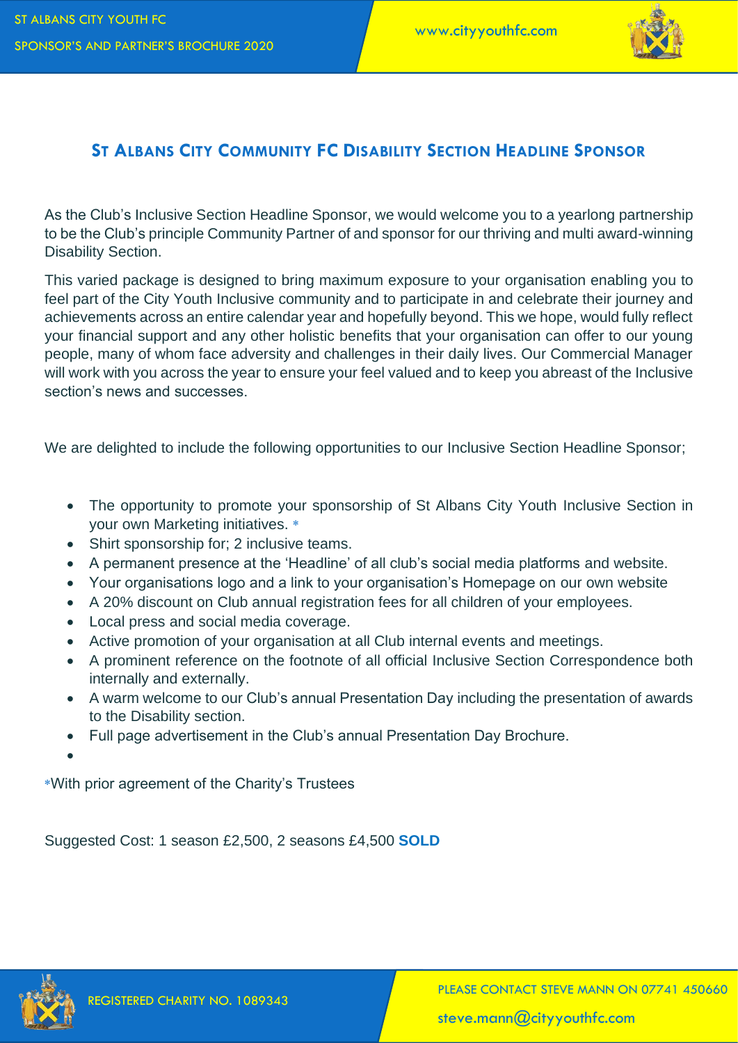## ST ALBANS CITY COMMUNITY FC DISABILITY SECTION HEADLINE SPONSOR

As the Club's Inclusive Section Headline Sponsor, we would welcome you to a yearlong partnership to be the Club's principle Community Partner of and sponsor for our thriving and multi award-winning Disability Section.

This varied package is designed to bring maximum exposure to your organisation enabling you to feel part of the City Youth Inclusive community and to participate in and celebrate their journey and achievements across an entire calendar year and hopefully beyond. This we hope, would fully reflect your financial support and any other holistic benefits that your organisation can offer to our young people, many of whom face adversity and challenges in their daily lives. Our Commercial Manager will work with you across the year to ensure your feel valued and to keep you abreast of the Inclusive section's news and successes.

We are delighted to include the following opportunities to our Inclusive Section Headline Sponsor;

- The opportunity to promote your sponsorship of St Albans City Youth Inclusive Section in your own Marketing initiatives. *
- Shirt sponsorship for; 2 inclusive teams.
- A permanent presence at the 'Headline' of all club's social media platforms and website.
- Your organisations logo and a link to your organisation's Homepage on our own website
- A 20% discount on Club annual registration fees for all children of your employees.
- Local press and social media coverage.
- Active promotion of your organisation at all Club internal events and meetings.
- A prominent reference on the footnote of all official Inclusive Section Correspondence both internally and externally.
- A warm welcome to our Club's annual Presentation Day including the presentation of awards to the Disability section.
- Full page advertisement in the Club's annual Presentation Day Brochure.

*With prior agreement of the Charity's Trustees

Suggested Cost: 1 season £2,500, 2 seasons £4,500 **SOLD**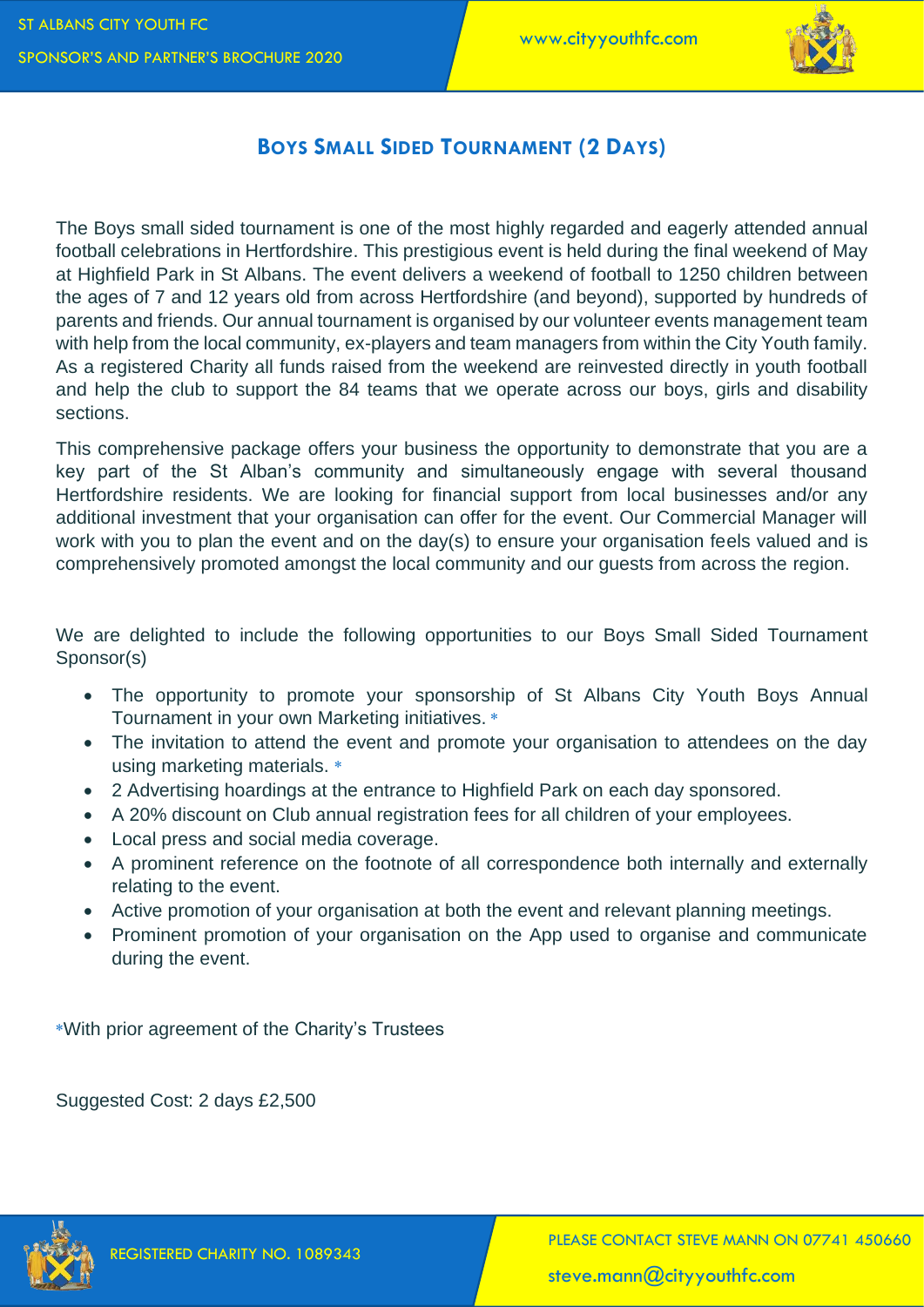## Boys Small Sided Tournament (2 Days)

The Boys small sided tournament is one of the most highly regarded and eagerly attended annual football celebrations in Hertfordshire. This prestigious event is held during the final weekend of May at Highfield Park in St Albans. The event delivers a weekend of football to 1250 children between the ages of 7 and 12 years old from across Hertfordshire (and beyond), supported by hundreds of parents and friends. Our annual tournament is organised by our volunteer events management team with help from the local community, ex-players and team managers from within the City Youth family. As a registered Charity all funds raised from the weekend are reinvested directly in youth football and help the club to support the 84 teams that we operate across our boys, girls and disability sections.

This comprehensive package offers your business the opportunity to demonstrate that you are a key part of the St Alban's community and simultaneously engage with several thousand Hertfordshire residents. We are looking for financial support from local businesses and/or any additional investment that your organisation can offer for the event. Our Commercial Manager will work with you to plan the event and on the day(s) to ensure your organisation feels valued and is comprehensively promoted amongst the local community and our guests from across the region.

We are delighted to include the following opportunities to our Boys Small Sided Tournament Sponsor(s)

- The opportunity to promote your sponsorship of St Albans City Youth Boys Annual Tournament in your own Marketing initiatives. *
- The invitation to attend the event and promote your organisation to attendees on the day using marketing materials. *
- 2 Advertising hoardings at the entrance to Highfield Park on each day sponsored.
- A 20% discount on Club annual registration fees for all children of your employees.
- Local press and social media coverage.
- A prominent reference on the footnote of all correspondence both internally and externally relating to the event.
- Active promotion of your organisation at both the event and relevant planning meetings.
- Prominent promotion of your organisation on the App used to organise and communicate during the event.

*With prior agreement of the Charity's Trustees

Suggested Cost: 2 days £2,500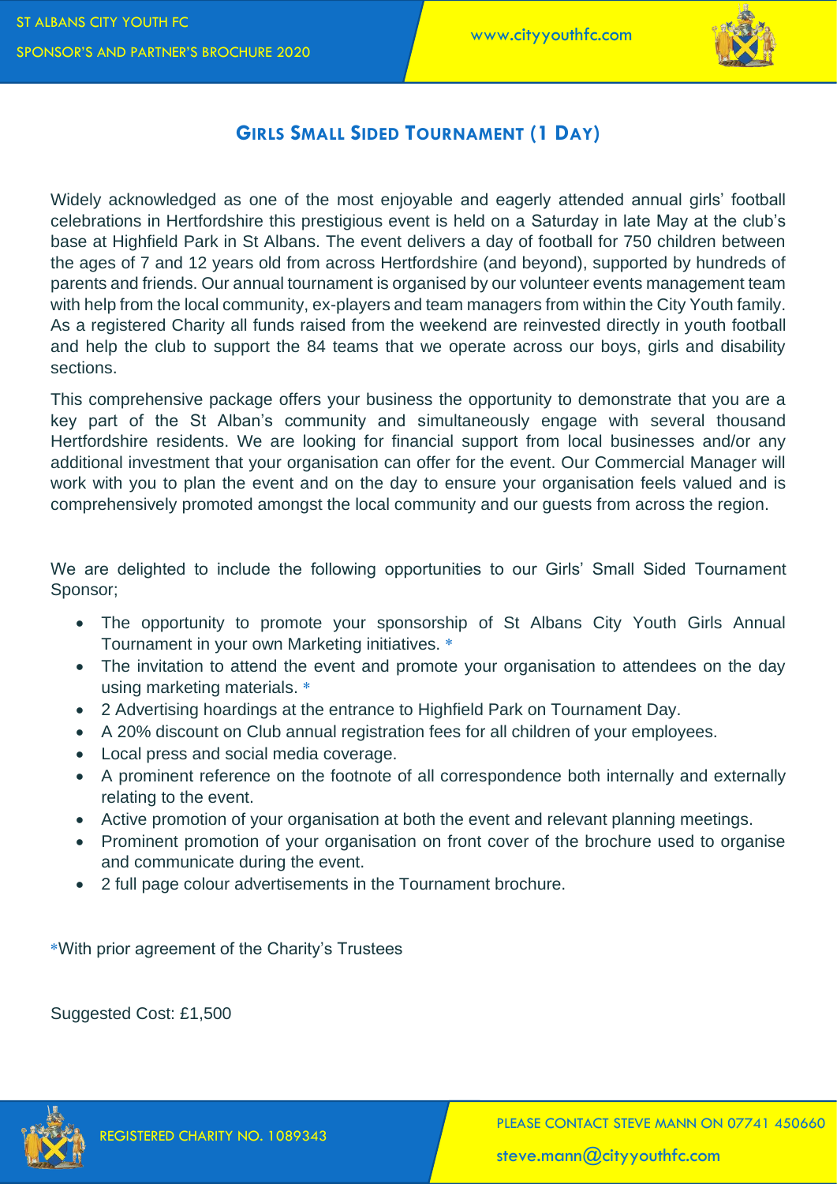## Girls Small Sided Tournament (1 Day)

Widely acknowledged as one of the most enjoyable and eagerly attended annual girls' football celebrations in Hertfordshire this prestigious event is held on a Saturday in late May at the club's base at Highfield Park in St Albans. The event delivers a day of football for 750 children between the ages of 7 and 12 years old from across Hertfordshire (and beyond), supported by hundreds of parents and friends. Our annual tournament is organised by our volunteer events management team with help from the local community, ex-players and team managers from within the City Youth family. As a registered Charity all funds raised from the weekend are reinvested directly in youth football and help the club to support the 84 teams that we operate across our boys, girls and disability sections.

This comprehensive package offers your business the opportunity to demonstrate that you are a key part of the St Alban's community and simultaneously engage with several thousand Hertfordshire residents. We are looking for financial support from local businesses and/or any additional investment that your organisation can offer for the event. Our Commercial Manager will work with you to plan the event and on the day to ensure your organisation feels valued and is comprehensively promoted amongst the local community and our guests from across the region.

We are delighted to include the following opportunities to our Girls' Small Sided Tournament Sponsor;

- The opportunity to promote your sponsorship of St Albans City Youth Girls Annual Tournament in your own Marketing initiatives. *
- The invitation to attend the event and promote your organisation to attendees on the day using marketing materials. *
- 2 Advertising hoardings at the entrance to Highfield Park on Tournament Day.
- A 20% discount on Club annual registration fees for all children of your employees.
- Local press and social media coverage.
- A prominent reference on the footnote of all correspondence both internally and externally relating to the event.
- Active promotion of your organisation at both the event and relevant planning meetings.
- Prominent promotion of your organisation on front cover of the brochure used to organise and communicate during the event.
- 2 full page colour advertisements in the Tournament brochure.

*With prior agreement of the Charity's Trustees

Suggested Cost: £1,500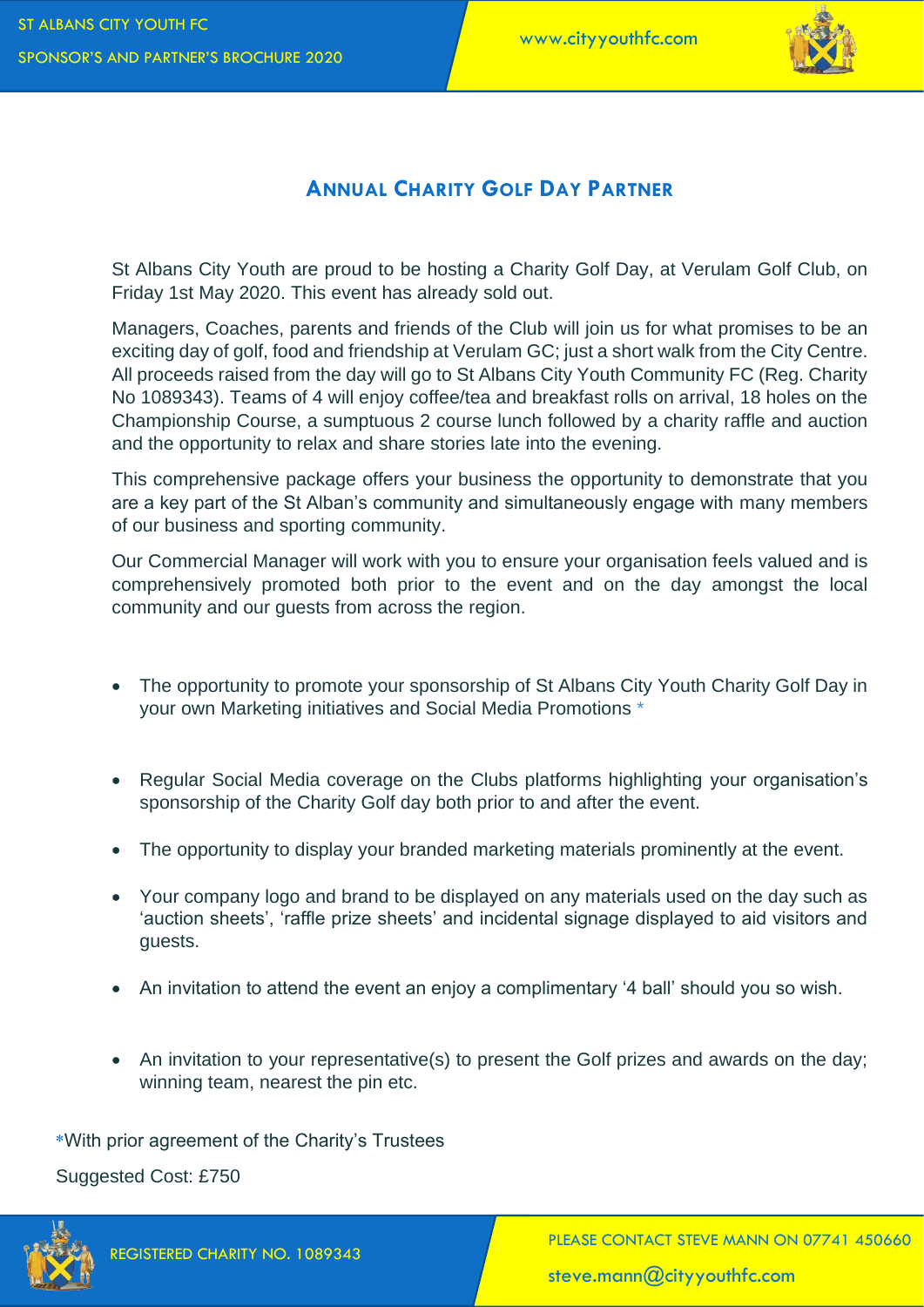## ANNUAL CHARITY GOLF DAY PARTNER

St Albans City Youth are proud to be hosting a Charity Golf Day, at Verulam Golf Club, on Friday 1st May 2020. This event has already sold out.

Managers, Coaches, parents and friends of the Club will join us for what promises to be an exciting day of golf, food and friendship at Verulam GC; just a short walk from the City Centre. All proceeds raised from the day will go to St Albans City Youth Community FC (Reg. Charity No 1089343). Teams of 4 will enjoy coffee/tea and breakfast rolls on arrival, 18 holes on the Championship Course, a sumptuous 2 course lunch followed by a charity raffle and auction and the opportunity to relax and share stories late into the evening.

This comprehensive package offers your business the opportunity to demonstrate that you are a key part of the St Alban's community and simultaneously engage with many members of our business and sporting community.

Our Commercial Manager will work with you to ensure your organisation feels valued and is comprehensively promoted both prior to the event and on the day amongst the local community and our guests from across the region.

- The opportunity to promote your sponsorship of St Albans City Youth Charity Golf Day in your own Marketing initiatives and Social Media Promotions *
- Regular Social Media coverage on the Clubs platforms highlighting your organisation's sponsorship of the Charity Golf day both prior to and after the event.
- The opportunity to display your branded marketing materials prominently at the event.
- Your company logo and brand to be displayed on any materials used on the day such as 'auction sheets', 'raffle prize sheets' and incidental signage displayed to aid visitors and guests.
- An invitation to attend the event an enjoy a complimentary '4 ball' should you so wish.
- An invitation to your representative(s) to present the Golf prizes and awards on the day; winning team, nearest the pin etc.

*With prior agreement of the Charity's Trustees

Suggested Cost: £750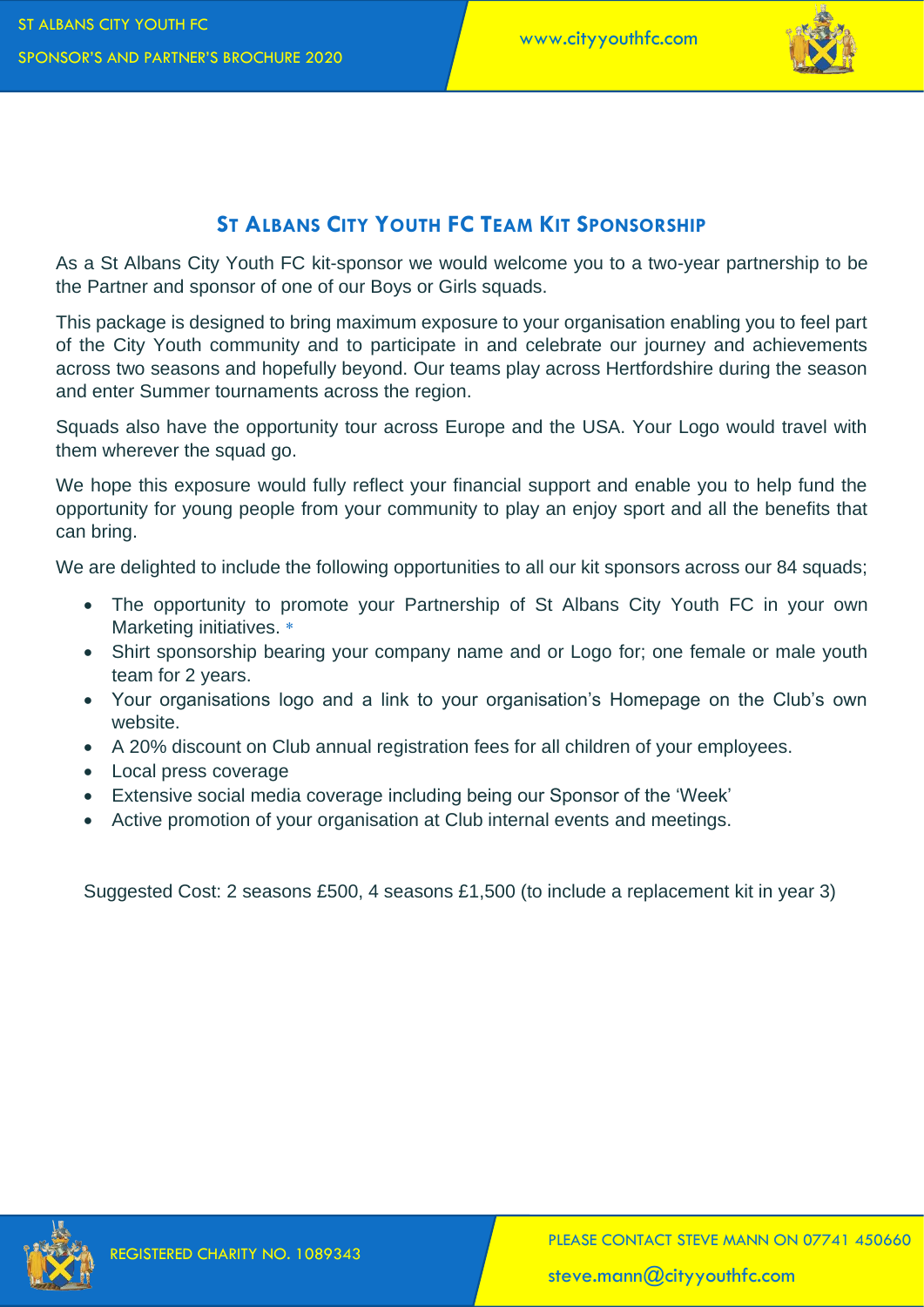## ST ALBANS CITY YOUTH FC TEAM KIT SPONSORSHIP

As a St Albans City Youth FC kit-sponsor we would welcome you to a two-year partnership to be the Partner and sponsor of one of our Boys or Girls squads.

This package is designed to bring maximum exposure to your organisation enabling you to feel part of the City Youth community and to participate in and celebrate our journey and achievements across two seasons and hopefully beyond. Our teams play across Hertfordshire during the season and enter Summer tournaments across the region.

Squads also have the opportunity tour across Europe and the USA. Your Logo would travel with them wherever the squad go.

We hope this exposure would fully reflect your financial support and enable you to help fund the opportunity for young people from your community to play an enjoy sport and all the benefits that can bring.

We are delighted to include the following opportunities to all our kit sponsors across our 84 squads;

- The opportunity to promote your Partnership of St Albans City Youth FC in your own Marketing initiatives. *
- Shirt sponsorship bearing your company name and or Logo for; one female or male youth team for 2 years.
- Your organisations logo and a link to your organisation's Homepage on the Club's own website.
- A 20% discount on Club annual registration fees for all children of your employees.
- Local press coverage
- Extensive social media coverage including being our Sponsor of the 'Week'
- Active promotion of your organisation at Club internal events and meetings.

Suggested Cost: 2 seasons £500, 4 seasons £1,500 (to include a replacement kit in year 3)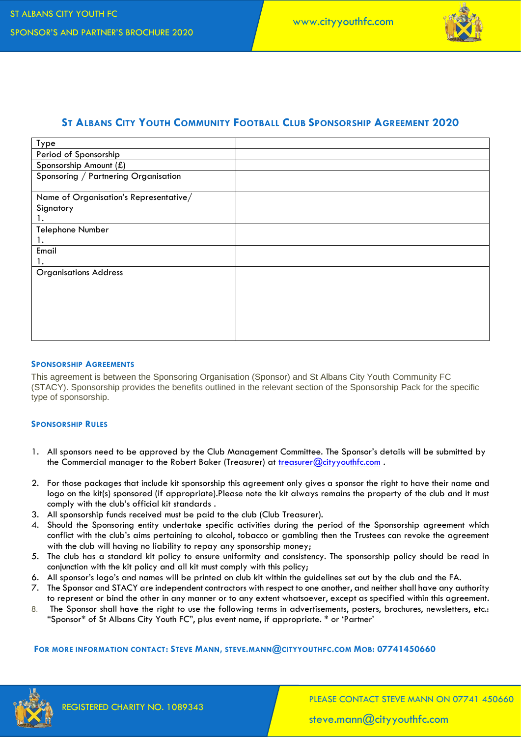## ST ALBANS CITY YOUTH COMMUNITY FOOTBALL CLUB SPONSORSHIP AGREEMENT 2020

| Type | |
|---|---|
| Period of Sponsorship | |
| Sponsorship Amount (£) | |
| Sponsoring / Partnering Organisation | |
| Name of Organisation's Representative/ Signatory<br>1. | |
| Telephone Number<br>1. | |
| Email<br>1. | |
| Organisations Address | |

### SPONSORSHIP AGREEMENTS

This agreement is between the Sponsoring Organisation (Sponsor) and St Albans City Youth Community FC (STACY). Sponsorship provides the benefits outlined in the relevant section of the Sponsorship Pack for the specific type of sponsorship.

### SPONSORSHIP RULES

1. All sponsors need to be approved by the Club Management Committee. The Sponsor's details will be submitted by the Commercial manager to the Robert Baker (Treasurer) at treasurer@cityyouthfc.com .

2. For those packages that include kit sponsorship this agreement only gives a sponsor the right to have their name and logo on the kit(s) sponsored (if appropriate).Please note the kit always remains the property of the club and it must comply with the club's official kit standards .
3. All sponsorship funds received must be paid to the club (Club Treasurer).
4. Should the Sponsoring entity undertake specific activities during the period of the Sponsorship agreement which conflict with the club's aims pertaining to alcohol, tobacco or gambling then the Trustees can revoke the agreement with the club will having no liability to repay any sponsorship money;
5. The club has a standard kit policy to ensure uniformity and consistency. The sponsorship policy should be read in conjunction with the kit policy and all kit must comply with this policy;
6. All sponsor's logo's and names will be printed on club kit within the guidelines set out by the club and the FA.
7. The Sponsor and STACY are independent contractors with respect to one another, and neither shall have any authority to represent or bind the other in any manner or to any extent whatsoever, except as specified within this agreement.
8. The Sponsor shall have the right to use the following terms in advertisements, posters, brochures, newsletters, etc.: "Sponsor* of St Albans City Youth FC", plus event name, if appropriate. * or 'Partner'

**FOR MORE INFORMATION CONTACT: STEVE MANN, STEVE.MANN@CITYYOUTHFC.COM MOB: 07741450660**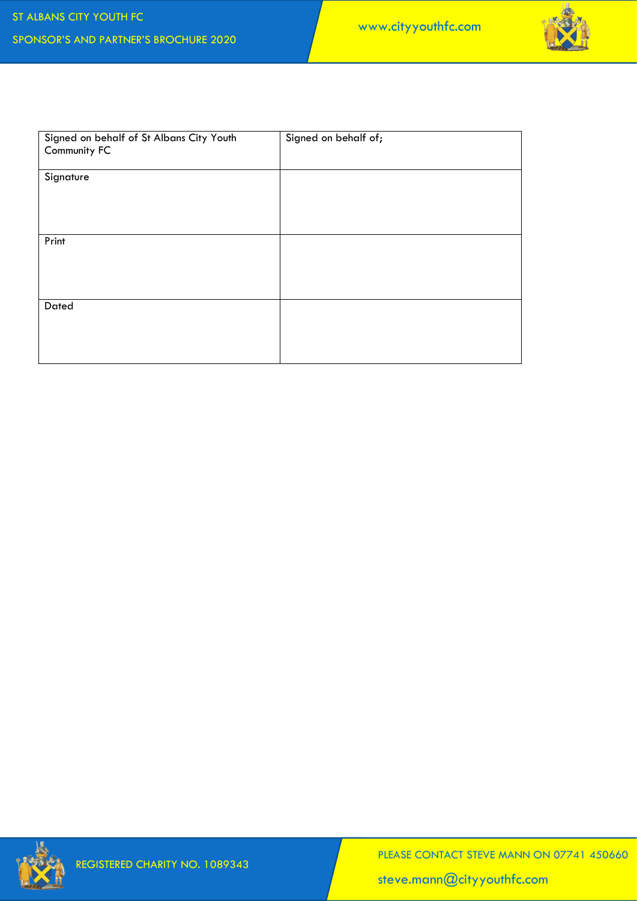| Signed on behalf of St Albans City Youth Community FC | Signed on behalf of; |
|---|---|
| Signature | |
| Print | |
| Dated | |